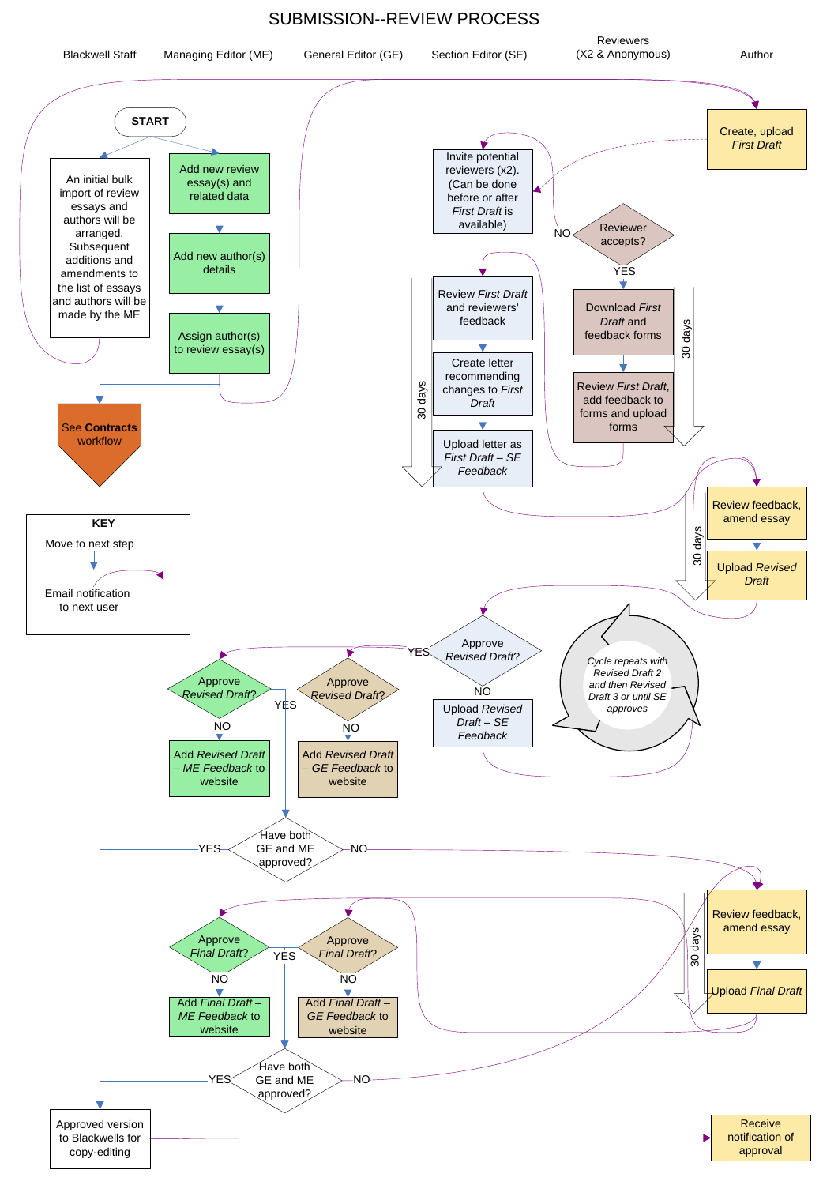# SUBMISSION--REVIEW PROCESS

Blackwell Staff | Managing Editor (ME) | General Editor (GE) | Section Editor (SE) | Reviewers (X2 & Anonymous) | Author

START

An initial bulk import of review essays and authors will be arranged. Subsequent additions and amendments to the list of essays and authors will be made by the ME

Add new review essay(s) and related data

Add new author(s) details

Assign author(s) to review essay(s)

See **Contracts** workflow

Create, upload *First Draft*

Invite potential reviewers (x2). (Can be done before or after *First Draft* is available)

Reviewer accepts?

NO

YES

Download *First Draft* and feedback forms

Review *First Draft*, add feedback to forms and upload forms

30 days

Review *First Draft* and reviewers' feedback

Create letter recommending changes to *First Draft*

Upload letter as *First Draft – SE Feedback*

30 days

Review feedback, amend essay

Upload *Revised Draft*

30 days

Approve *Revised Draft*?

YES

NO

Upload *Revised Draft – SE Feedback*

*Cycle repeats with Revised Draft 2 and then Revised Draft 3 or until SE approves*

Approve *Revised Draft*? (ME)

NO

Add *Revised Draft – ME Feedback* to website

Approve *Revised Draft*? (GE)

YES

NO

Add *Revised Draft – GE Feedback* to website

Have both GE and ME approved?

YES

NO

Review feedback, amend essay

Upload *Final Draft*

30 days

Approve *Final Draft*? (ME)

NO

Add *Final Draft – ME Feedback* to website

Approve *Final Draft*? (GE)

YES

NO

Add *Final Draft – GE Feedback* to website

Have both GE and ME approved?

YES

NO

Approved version to Blackwells for copy-editing

Receive notification of approval

**KEY**

Move to next step

Email notification to next user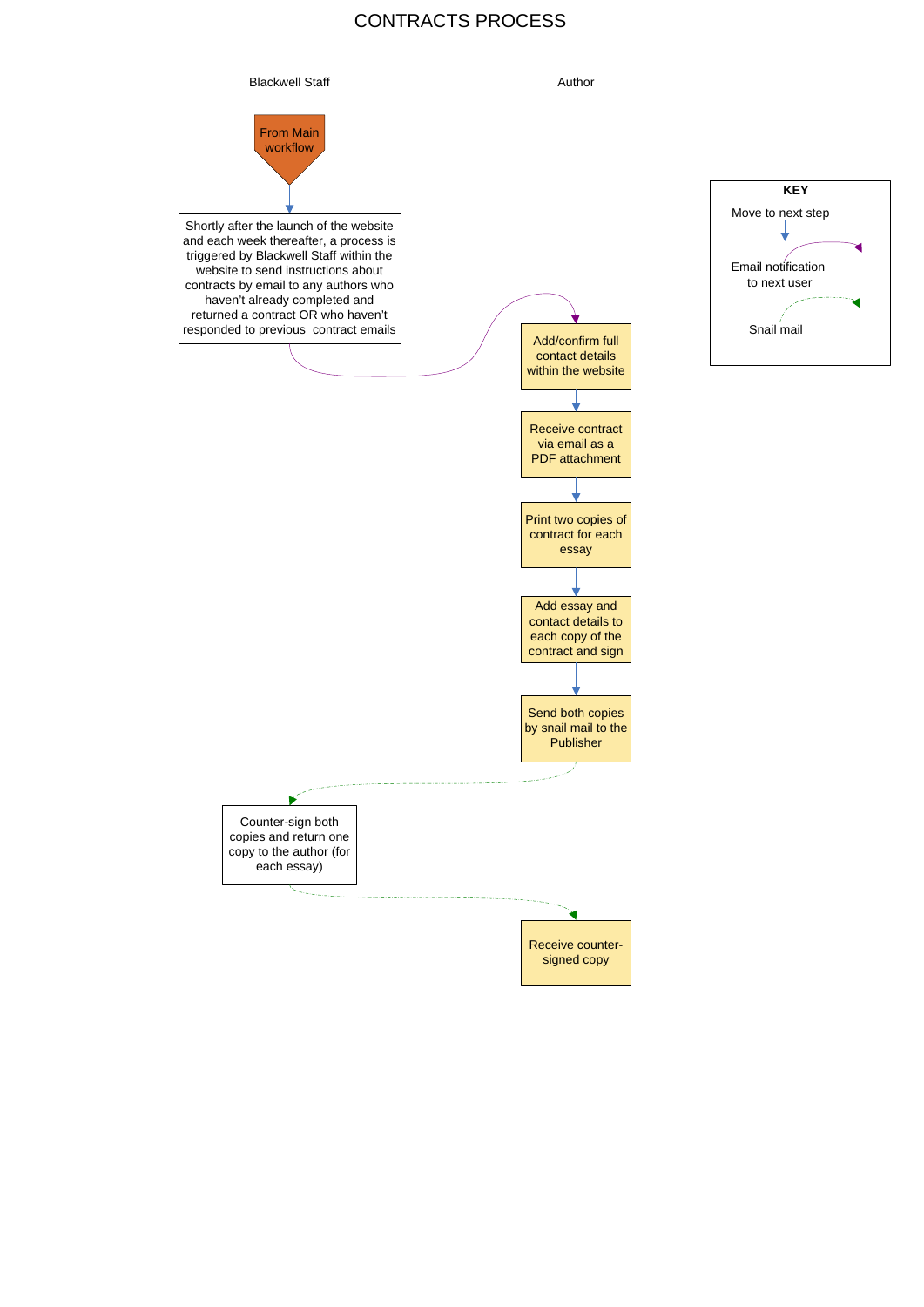# CONTRACTS PROCESS

Blackwell Staff

Author

From Main workflow

Shortly after the launch of the website and each week thereafter, a process is triggered by Blackwell Staff within the website to send instructions about contracts by email to any authors who haven't already completed and returned a contract OR who haven't responded to previous contract emails

Add/confirm full contact details within the website

Receive contract via email as a PDF attachment

Print two copies of contract for each essay

Add essay and contact details to each copy of the contract and sign

Send both copies by snail mail to the Publisher

Counter-sign both copies and return one copy to the author (for each essay)

Receive counter-signed copy

**KEY**

Move to next step

Email notification to next user

Snail mail